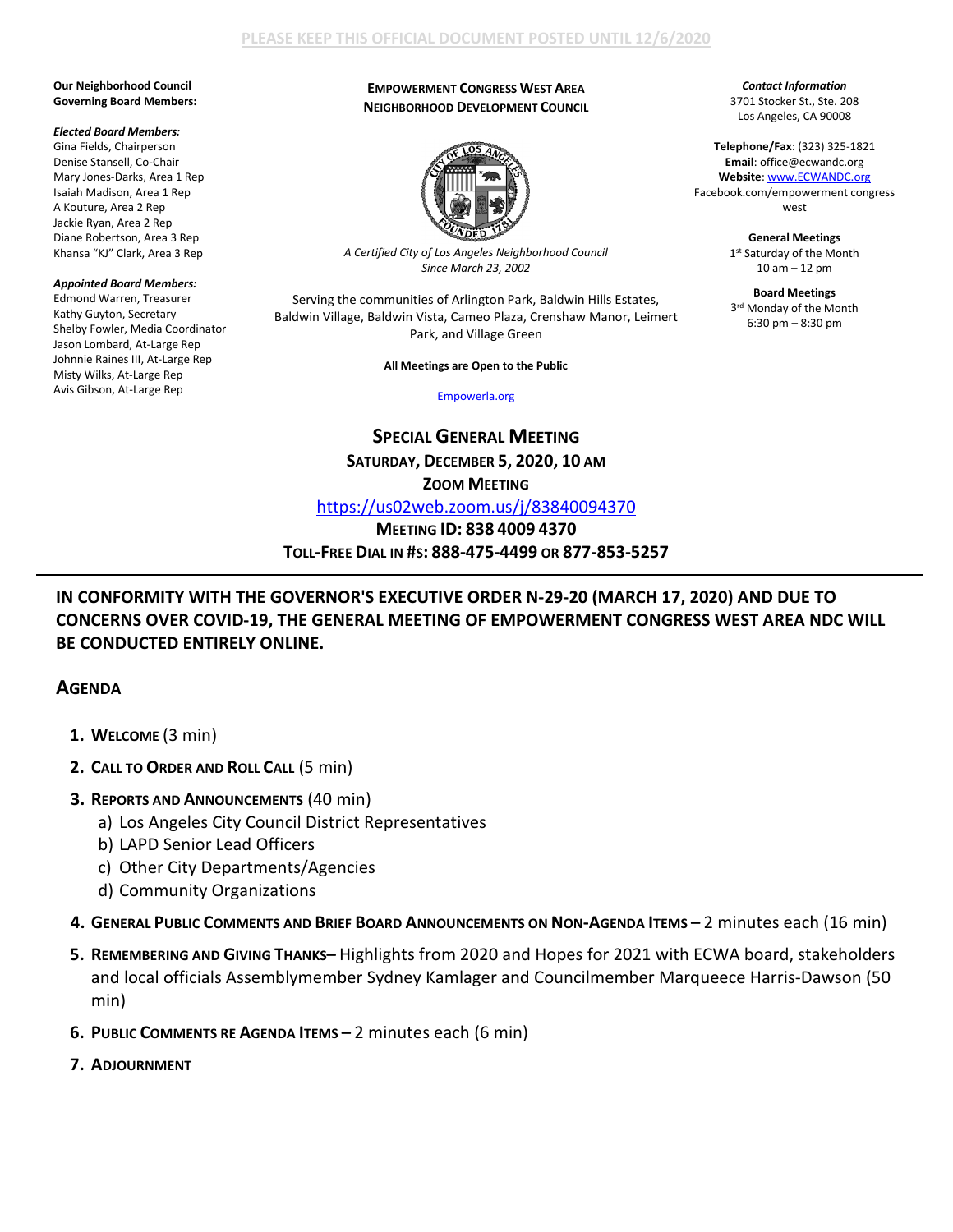PLEASE KEEP THIS OFFICIAL DOCUMENT POSTED UNTIL 12/6/2020

**Our Neighborhood Council Governing Board Members:**

***Elected Board Members:***
Gina Fields, Chairperson
Denise Stansell, Co-Chair
Mary Jones-Darks, Area 1 Rep
Isaiah Madison, Area 1 Rep
A Kouture, Area 2 Rep
Jackie Ryan, Area 2 Rep
Diane Robertson, Area 3 Rep
Khansa "KJ" Clark, Area 3 Rep

***Appointed Board Members:***
Edmond Warren, Treasurer
Kathy Guyton, Secretary
Shelby Fowler, Media Coordinator
Jason Lombard, At-Large Rep
Johnnie Raines III, At-Large Rep
Misty Wilks, At-Large Rep
Avis Gibson, At-Large Rep

**EMPOWERMENT CONGRESS WEST AREA NEIGHBORHOOD DEVELOPMENT COUNCIL**

*A Certified City of Los Angeles Neighborhood Council Since March 23, 2002*

Serving the communities of Arlington Park, Baldwin Hills Estates, Baldwin Village, Baldwin Vista, Cameo Plaza, Crenshaw Manor, Leimert Park, and Village Green

**All Meetings are Open to the Public**

Empowerla.org

***Contact Information***
3701 Stocker St., Ste. 208
Los Angeles, CA 90008

**Telephone/Fax**: (323) 325-1821
**Email**: office@ecwandc.org
**Website**: www.ECWANDC.org
Facebook.com/empowerment congress west

**General Meetings**
1st Saturday of the Month
10 am – 12 pm

**Board Meetings**
3rd Monday of the Month
6:30 pm – 8:30 pm

**SPECIAL GENERAL MEETING**
**SATURDAY, DECEMBER 5, 2020, 10 AM**
**ZOOM MEETING**
https://us02web.zoom.us/j/83840094370
**MEETING ID: 838 4009 4370**
**TOLL-FREE DIAL IN #S: 888-475-4499 OR 877-853-5257**

---

**IN CONFORMITY WITH THE GOVERNOR'S EXECUTIVE ORDER N-29-20 (MARCH 17, 2020) AND DUE TO CONCERNS OVER COVID-19, THE GENERAL MEETING OF EMPOWERMENT CONGRESS WEST AREA NDC WILL BE CONDUCTED ENTIRELY ONLINE.**

## AGENDA

1. **WELCOME** (3 min)
2. **CALL TO ORDER AND ROLL CALL** (5 min)
3. **REPORTS AND ANNOUNCEMENTS** (40 min)
   a) Los Angeles City Council District Representatives
   b) LAPD Senior Lead Officers
   c) Other City Departments/Agencies
   d) Community Organizations
4. **GENERAL PUBLIC COMMENTS AND BRIEF BOARD ANNOUNCEMENTS ON NON-AGENDA ITEMS –** 2 minutes each (16 min)
5. **REMEMBERING AND GIVING THANKS–** Highlights from 2020 and Hopes for 2021 with ECWA board, stakeholders and local officials Assemblymember Sydney Kamlager and Councilmember Marqueece Harris-Dawson (50 min)
6. **PUBLIC COMMENTS RE AGENDA ITEMS –** 2 minutes each (6 min)
7. **ADJOURNMENT**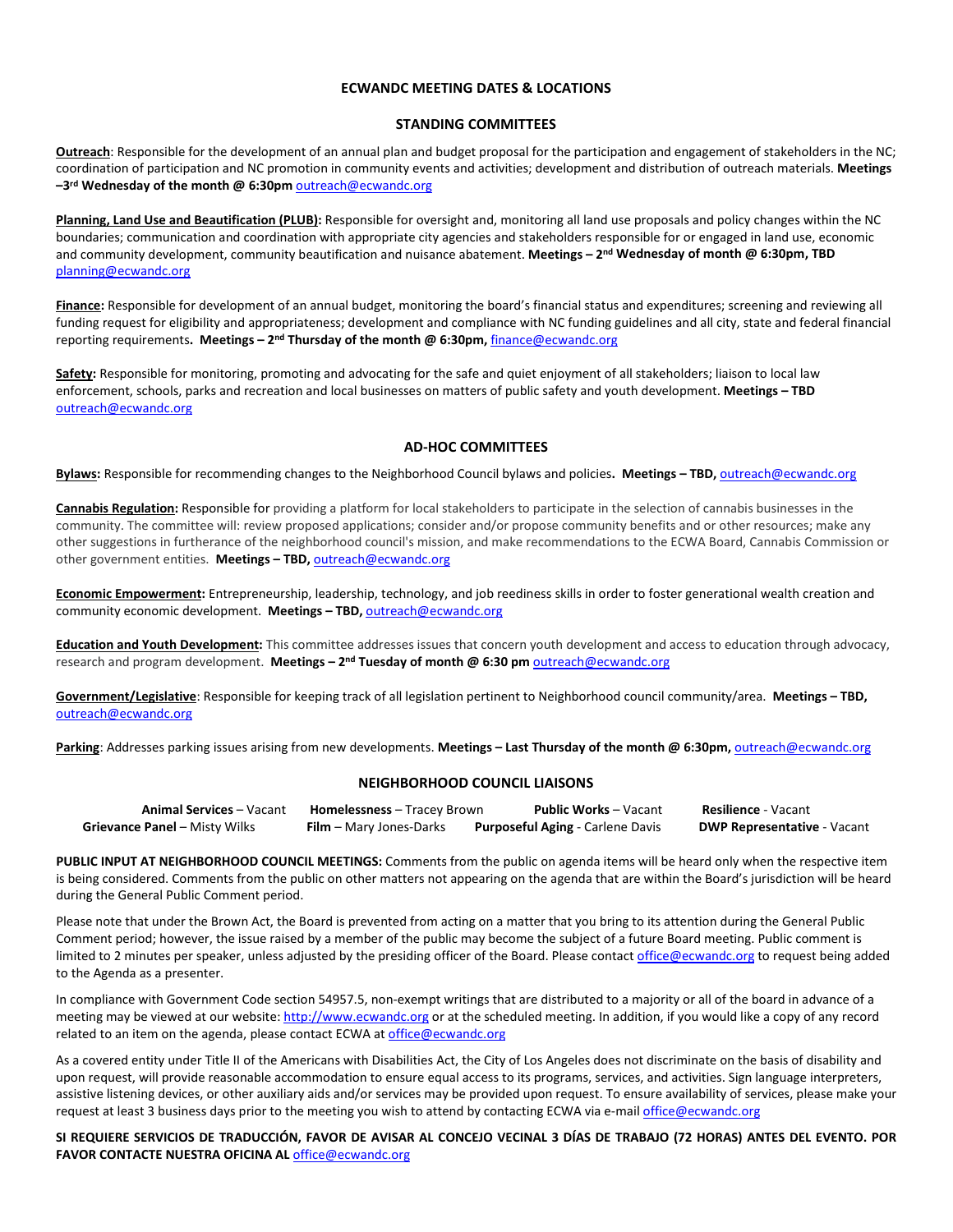## ECWANDC MEETING DATES & LOCATIONS

### STANDING COMMITTEES

**Outreach**: Responsible for the development of an annual plan and budget proposal for the participation and engagement of stakeholders in the NC; coordination of participation and NC promotion in community events and activities; development and distribution of outreach materials. **Meetings –3rd Wednesday of the month @ 6:30pm** outreach@ecwandc.org

**Planning, Land Use and Beautification (PLUB):** Responsible for oversight and, monitoring all land use proposals and policy changes within the NC boundaries; communication and coordination with appropriate city agencies and stakeholders responsible for or engaged in land use, economic and community development, community beautification and nuisance abatement. **Meetings – 2nd Wednesday of month @ 6:30pm, TBD** planning@ecwandc.org

**Finance:** Responsible for development of an annual budget, monitoring the board's financial status and expenditures; screening and reviewing all funding request for eligibility and appropriateness; development and compliance with NC funding guidelines and all city, state and federal financial reporting requirements**. Meetings – 2nd Thursday of the month @ 6:30pm,** finance@ecwandc.org

**Safety:** Responsible for monitoring, promoting and advocating for the safe and quiet enjoyment of all stakeholders; liaison to local law enforcement, schools, parks and recreation and local businesses on matters of public safety and youth development. **Meetings – TBD** outreach@ecwandc.org

### AD-HOC COMMITTEES

**Bylaws:** Responsible for recommending changes to the Neighborhood Council bylaws and policies**. Meetings – TBD,** outreach@ecwandc.org

**Cannabis Regulation:** Responsible for providing a platform for local stakeholders to participate in the selection of cannabis businesses in the community. The committee will: review proposed applications; consider and/or propose community benefits and or other resources; make any other suggestions in furtherance of the neighborhood council's mission, and make recommendations to the ECWA Board, Cannabis Commission or other government entities. **Meetings – TBD,** outreach@ecwandc.org

**Economic Empowerment:** Entrepreneurship, leadership, technology, and job reediness skills in order to foster generational wealth creation and community economic development. **Meetings – TBD,** outreach@ecwandc.org

**Education and Youth Development:** This committee addresses issues that concern youth development and access to education through advocacy, research and program development. **Meetings – 2nd Tuesday of month @ 6:30 pm** outreach@ecwandc.org

**Government/Legislative**: Responsible for keeping track of all legislation pertinent to Neighborhood council community/area. **Meetings – TBD,** outreach@ecwandc.org

**Parking**: Addresses parking issues arising from new developments. **Meetings – Last Thursday of the month @ 6:30pm,** outreach@ecwandc.org

### NEIGHBORHOOD COUNCIL LIAISONS

| | | | |
|---|---|---|---|
| **Animal Services** – Vacant | **Homelessness** – Tracey Brown | **Public Works** – Vacant | **Resilience** - Vacant |
| **Grievance Panel** – Misty Wilks | **Film** – Mary Jones-Darks | **Purposeful Aging** - Carlene Davis | **DWP Representative** - Vacant |

**PUBLIC INPUT AT NEIGHBORHOOD COUNCIL MEETINGS:** Comments from the public on agenda items will be heard only when the respective item is being considered. Comments from the public on other matters not appearing on the agenda that are within the Board's jurisdiction will be heard during the General Public Comment period.

Please note that under the Brown Act, the Board is prevented from acting on a matter that you bring to its attention during the General Public Comment period; however, the issue raised by a member of the public may become the subject of a future Board meeting. Public comment is limited to 2 minutes per speaker, unless adjusted by the presiding officer of the Board. Please contact office@ecwandc.org to request being added to the Agenda as a presenter.

In compliance with Government Code section 54957.5, non-exempt writings that are distributed to a majority or all of the board in advance of a meeting may be viewed at our website: http://www.ecwandc.org or at the scheduled meeting. In addition, if you would like a copy of any record related to an item on the agenda, please contact ECWA at office@ecwandc.org

As a covered entity under Title II of the Americans with Disabilities Act, the City of Los Angeles does not discriminate on the basis of disability and upon request, will provide reasonable accommodation to ensure equal access to its programs, services, and activities. Sign language interpreters, assistive listening devices, or other auxiliary aids and/or services may be provided upon request. To ensure availability of services, please make your request at least 3 business days prior to the meeting you wish to attend by contacting ECWA via e-mail office@ecwandc.org

**SI REQUIERE SERVICIOS DE TRADUCCIÓN, FAVOR DE AVISAR AL CONCEJO VECINAL 3 DÍAS DE TRABAJO (72 HORAS) ANTES DEL EVENTO. POR FAVOR CONTACTE NUESTRA OFICINA AL** office@ecwandc.org